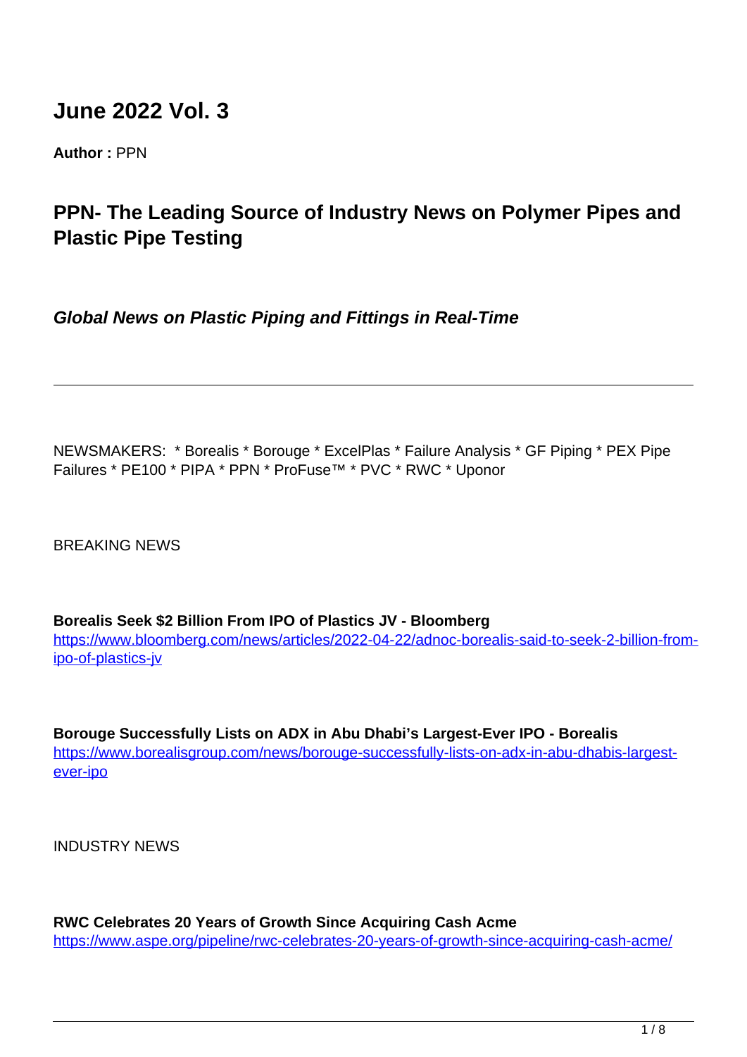# June 2022 Vol. 3

**Author :** PPN

## PPN- The Leading Source of Industry News on Polymer Pipes and Plastic Pipe Testing

***Global News on Plastic Piping and Fittings in Real-Time***

---

NEWSMAKERS:  * Borealis * Borouge * ExcelPlas * Failure Analysis * GF Piping * PEX Pipe Failures * PE100 * PIPA * PPN * ProFuse™ * PVC * RWC * Uponor

BREAKING NEWS

**Borealis Seek $2 Billion From IPO of Plastics JV - Bloomberg**
https://www.bloomberg.com/news/articles/2022-04-22/adnoc-borealis-said-to-seek-2-billion-from-ipo-of-plastics-jv

**Borouge Successfully Lists on ADX in Abu Dhabi's Largest-Ever IPO - Borealis**
https://www.borealisgroup.com/news/borouge-successfully-lists-on-adx-in-abu-dhabis-largest-ever-ipo

INDUSTRY NEWS

**RWC Celebrates 20 Years of Growth Since Acquiring Cash Acme**
https://www.aspe.org/pipeline/rwc-celebrates-20-years-of-growth-since-acquiring-cash-acme/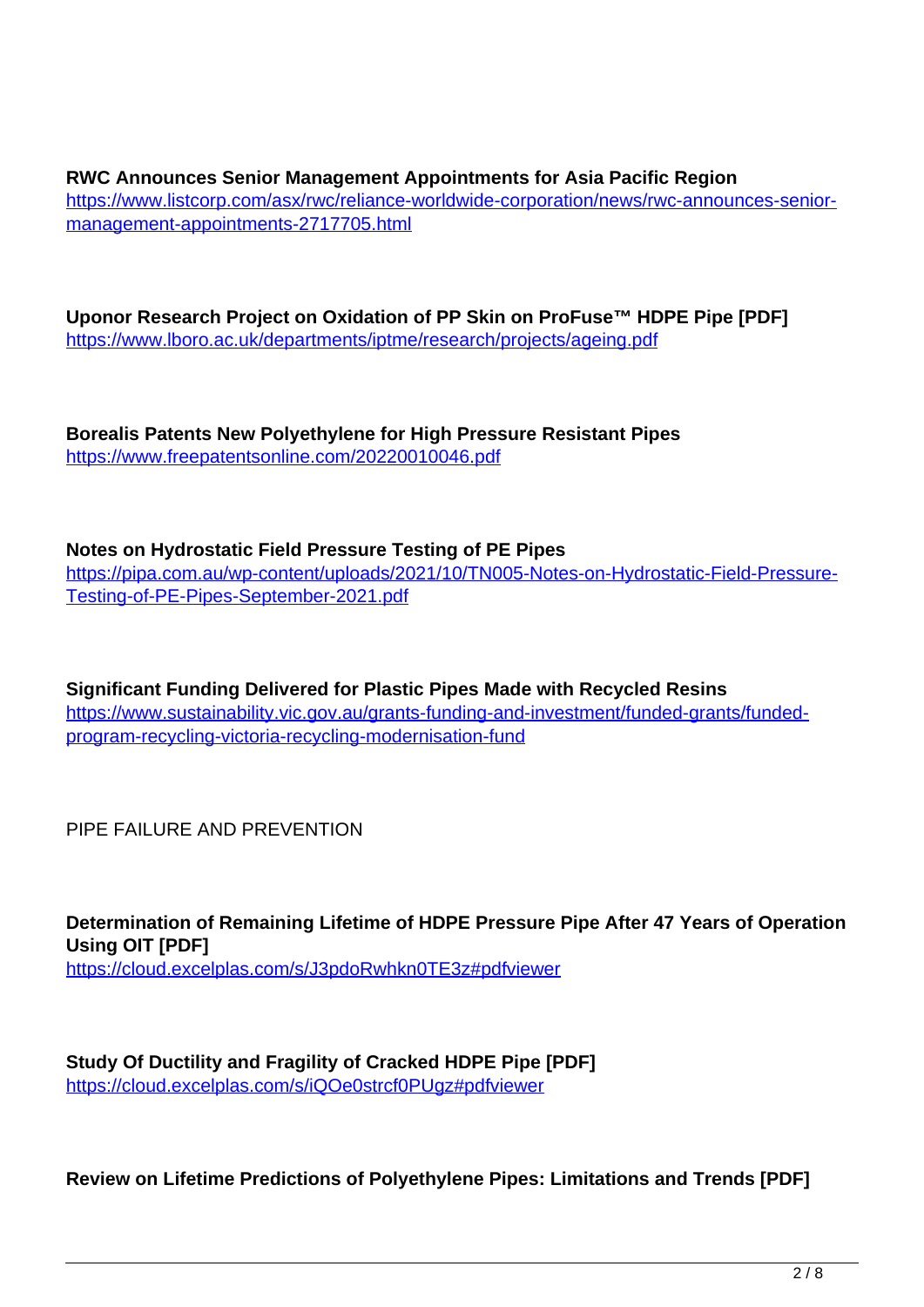**RWC Announces Senior Management Appointments for Asia Pacific Region**
https://www.listcorp.com/asx/rwc/reliance-worldwide-corporation/news/rwc-announces-senior-management-appointments-2717705.html

**Uponor Research Project on Oxidation of PP Skin on ProFuse™ HDPE Pipe [PDF]**
https://www.lboro.ac.uk/departments/iptme/research/projects/ageing.pdf

**Borealis Patents New Polyethylene for High Pressure Resistant Pipes**
https://www.freepatentsonline.com/20220010046.pdf

**Notes on Hydrostatic Field Pressure Testing of PE Pipes**
https://pipa.com.au/wp-content/uploads/2021/10/TN005-Notes-on-Hydrostatic-Field-Pressure-Testing-of-PE-Pipes-September-2021.pdf

**Significant Funding Delivered for Plastic Pipes Made with Recycled Resins**
https://www.sustainability.vic.gov.au/grants-funding-and-investment/funded-grants/funded-program-recycling-victoria-recycling-modernisation-fund

PIPE FAILURE AND PREVENTION

**Determination of Remaining Lifetime of HDPE Pressure Pipe After 47 Years of Operation Using OIT [PDF]**
https://cloud.excelplas.com/s/J3pdoRwhkn0TE3z#pdfviewer

**Study Of Ductility and Fragility of Cracked HDPE Pipe [PDF]**
https://cloud.excelplas.com/s/iQOe0strcf0PUgz#pdfviewer

**Review on Lifetime Predictions of Polyethylene Pipes: Limitations and Trends [PDF]**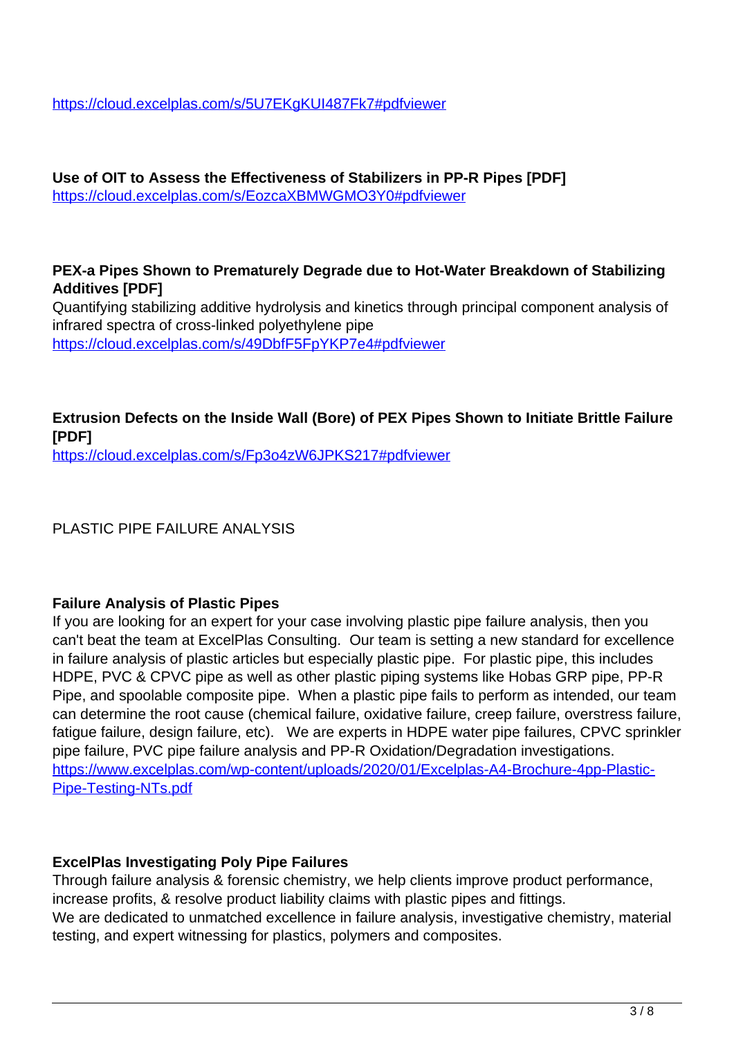https://cloud.excelplas.com/s/5U7EKgKUI487Fk7#pdfviewer

**Use of OIT to Assess the Effectiveness of Stabilizers in PP-R Pipes [PDF]**
https://cloud.excelplas.com/s/EozcaXBMWGMO3Y0#pdfviewer

**PEX-a Pipes Shown to Prematurely Degrade due to Hot-Water Breakdown of Stabilizing Additives [PDF]**
Quantifying stabilizing additive hydrolysis and kinetics through principal component analysis of infrared spectra of cross-linked polyethylene pipe
https://cloud.excelplas.com/s/49DbfF5FpYKP7e4#pdfviewer

**Extrusion Defects on the Inside Wall (Bore) of PEX Pipes Shown to Initiate Brittle Failure [PDF]**
https://cloud.excelplas.com/s/Fp3o4zW6JPKS217#pdfviewer

PLASTIC PIPE FAILURE ANALYSIS

**Failure Analysis of Plastic Pipes**
If you are looking for an expert for your case involving plastic pipe failure analysis, then you can't beat the team at ExcelPlas Consulting. Our team is setting a new standard for excellence in failure analysis of plastic articles but especially plastic pipe. For plastic pipe, this includes HDPE, PVC & CPVC pipe as well as other plastic piping systems like Hobas GRP pipe, PP-R Pipe, and spoolable composite pipe. When a plastic pipe fails to perform as intended, our team can determine the root cause (chemical failure, oxidative failure, creep failure, overstress failure, fatigue failure, design failure, etc). We are experts in HDPE water pipe failures, CPVC sprinkler pipe failure, PVC pipe failure analysis and PP-R Oxidation/Degradation investigations.
https://www.excelplas.com/wp-content/uploads/2020/01/Excelplas-A4-Brochure-4pp-Plastic-Pipe-Testing-NTs.pdf

**ExcelPlas Investigating Poly Pipe Failures**
Through failure analysis & forensic chemistry, we help clients improve product performance, increase profits, & resolve product liability claims with plastic pipes and fittings.
We are dedicated to unmatched excellence in failure analysis, investigative chemistry, material testing, and expert witnessing for plastics, polymers and composites.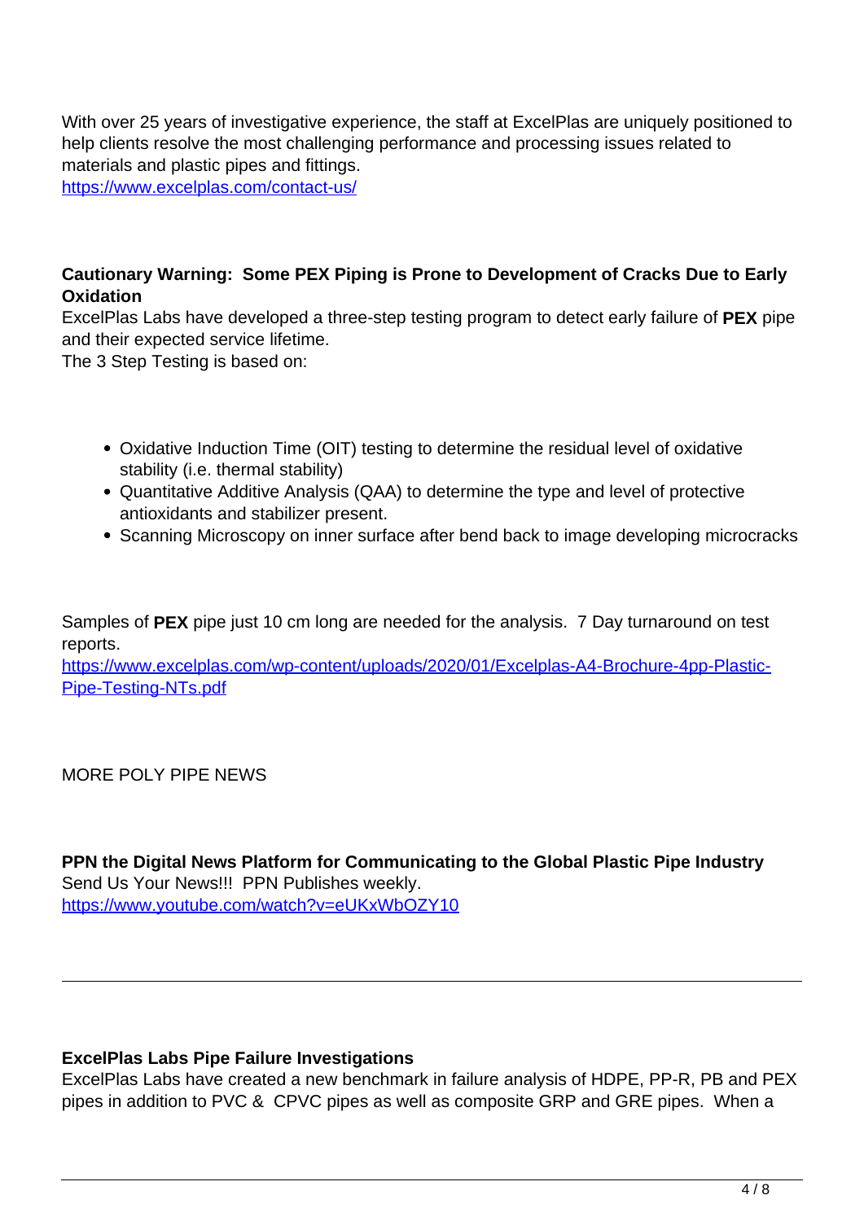With over 25 years of investigative experience, the staff at ExcelPlas are uniquely positioned to help clients resolve the most challenging performance and processing issues related to materials and plastic pipes and fittings.
https://www.excelplas.com/contact-us/

**Cautionary Warning: Some PEX Piping is Prone to Development of Cracks Due to Early Oxidation**
ExcelPlas Labs have developed a three-step testing program to detect early failure of **PEX** pipe and their expected service lifetime.
The 3 Step Testing is based on:

- Oxidative Induction Time (OIT) testing to determine the residual level of oxidative stability (i.e. thermal stability)
- Quantitative Additive Analysis (QAA) to determine the type and level of protective antioxidants and stabilizer present.
- Scanning Microscopy on inner surface after bend back to image developing microcracks

Samples of **PEX** pipe just 10 cm long are needed for the analysis. 7 Day turnaround on test reports.
https://www.excelplas.com/wp-content/uploads/2020/01/Excelplas-A4-Brochure-4pp-Plastic-Pipe-Testing-NTs.pdf

MORE POLY PIPE NEWS

**PPN the Digital News Platform for Communicating to the Global Plastic Pipe Industry**
Send Us Your News!!! PPN Publishes weekly.
https://www.youtube.com/watch?v=eUKxWbOZY10

---

**ExcelPlas Labs Pipe Failure Investigations**
ExcelPlas Labs have created a new benchmark in failure analysis of HDPE, PP-R, PB and PEX pipes in addition to PVC & CPVC pipes as well as composite GRP and GRE pipes. When a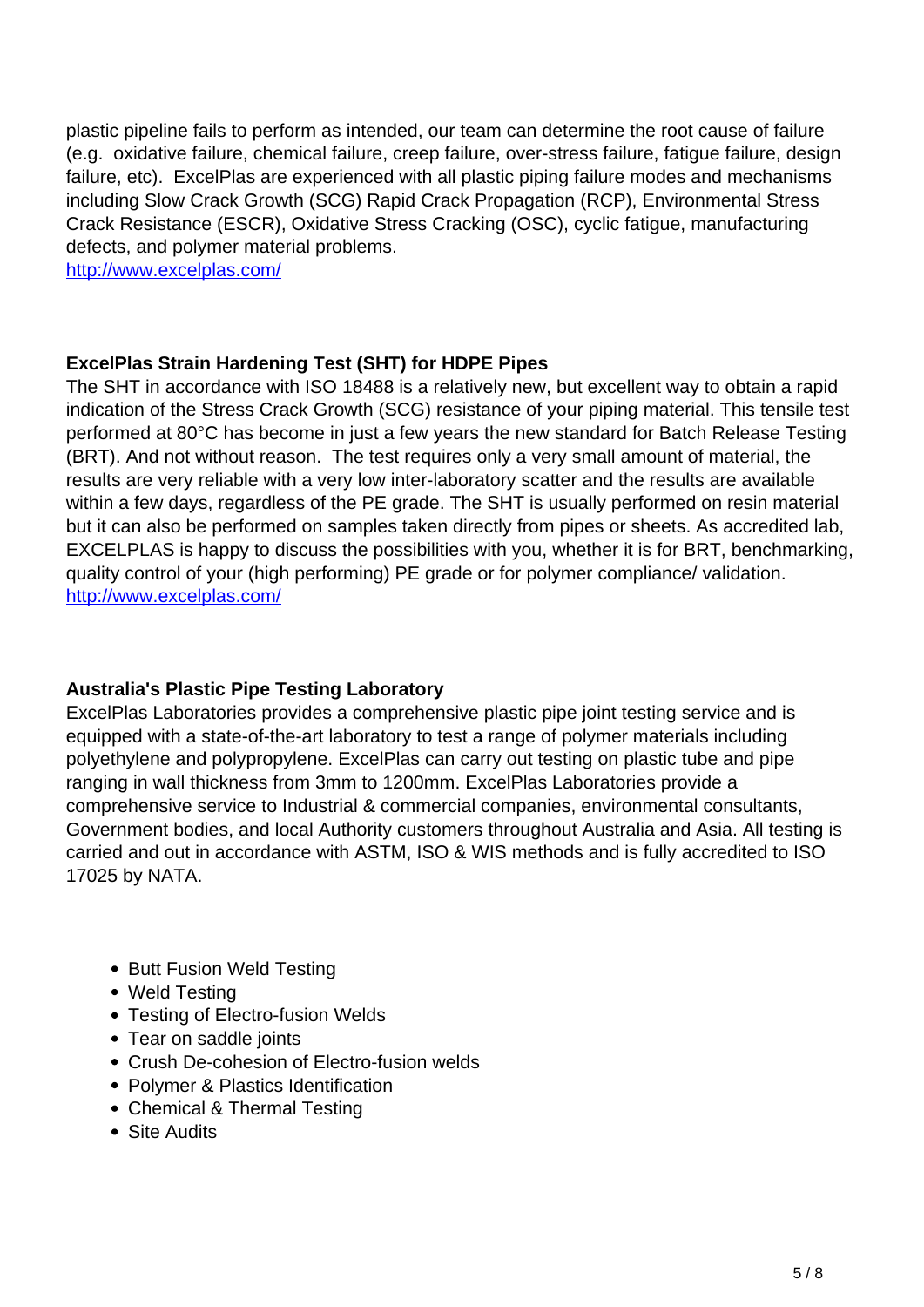plastic pipeline fails to perform as intended, our team can determine the root cause of failure (e.g.  oxidative failure, chemical failure, creep failure, over-stress failure, fatigue failure, design failure, etc).  ExcelPlas are experienced with all plastic piping failure modes and mechanisms including Slow Crack Growth (SCG) Rapid Crack Propagation (RCP), Environmental Stress Crack Resistance (ESCR), Oxidative Stress Cracking (OSC), cyclic fatigue, manufacturing defects, and polymer material problems.
http://www.excelplas.com/

**ExcelPlas Strain Hardening Test (SHT) for HDPE Pipes**

The SHT in accordance with ISO 18488 is a relatively new, but excellent way to obtain a rapid indication of the Stress Crack Growth (SCG) resistance of your piping material. This tensile test performed at 80°C has become in just a few years the new standard for Batch Release Testing (BRT). And not without reason.  The test requires only a very small amount of material, the results are very reliable with a very low inter-laboratory scatter and the results are available within a few days, regardless of the PE grade. The SHT is usually performed on resin material but it can also be performed on samples taken directly from pipes or sheets. As accredited lab, EXCELPLAS is happy to discuss the possibilities with you, whether it is for BRT, benchmarking, quality control of your (high performing) PE grade or for polymer compliance/ validation.
http://www.excelplas.com/

**Australia's Plastic Pipe Testing Laboratory**

ExcelPlas Laboratories provides a comprehensive plastic pipe joint testing service and is equipped with a state-of-the-art laboratory to test a range of polymer materials including polyethylene and polypropylene. ExcelPlas can carry out testing on plastic tube and pipe ranging in wall thickness from 3mm to 1200mm. ExcelPlas Laboratories provide a comprehensive service to Industrial & commercial companies, environmental consultants, Government bodies, and local Authority customers throughout Australia and Asia. All testing is carried and out in accordance with ASTM, ISO & WIS methods and is fully accredited to ISO 17025 by NATA.

- Butt Fusion Weld Testing
- Weld Testing
- Testing of Electro-fusion Welds
- Tear on saddle joints
- Crush De-cohesion of Electro-fusion welds
- Polymer & Plastics Identification
- Chemical & Thermal Testing
- Site Audits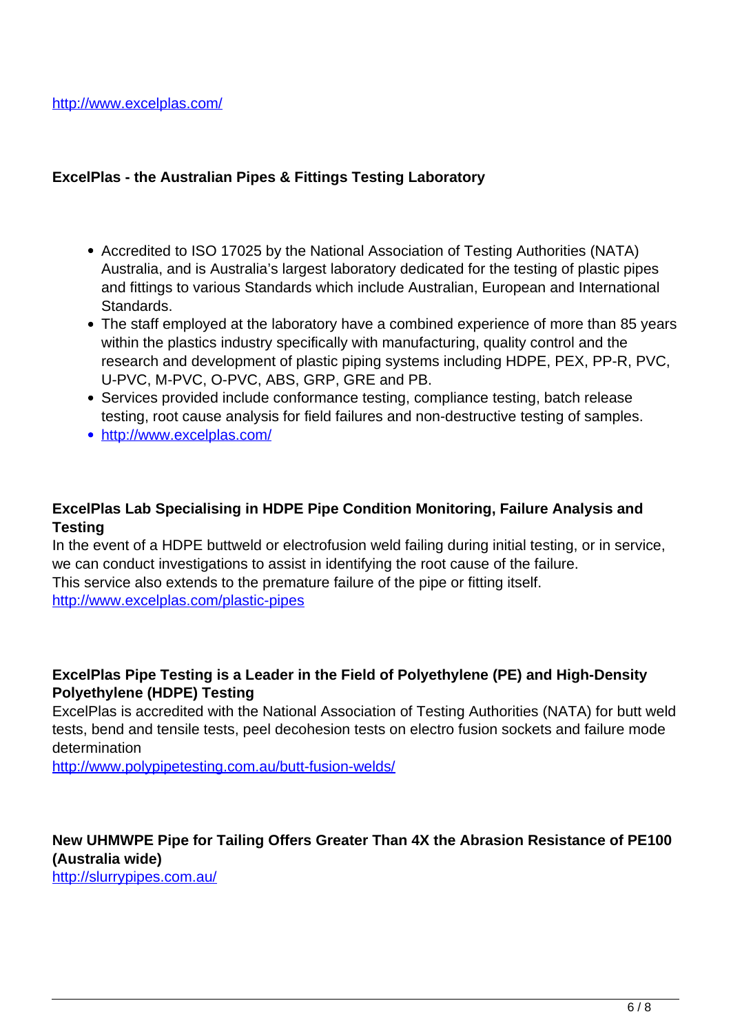http://www.excelplas.com/

**ExcelPlas - the Australian Pipes & Fittings Testing Laboratory**

- Accredited to ISO 17025 by the National Association of Testing Authorities (NATA) Australia, and is Australia's largest laboratory dedicated for the testing of plastic pipes and fittings to various Standards which include Australian, European and International Standards.
- The staff employed at the laboratory have a combined experience of more than 85 years within the plastics industry specifically with manufacturing, quality control and the research and development of plastic piping systems including HDPE, PEX, PP-R, PVC, U-PVC, M-PVC, O-PVC, ABS, GRP, GRE and PB.
- Services provided include conformance testing, compliance testing, batch release testing, root cause analysis for field failures and non-destructive testing of samples.
- http://www.excelplas.com/

**ExcelPlas Lab Specialising in HDPE Pipe Condition Monitoring, Failure Analysis and Testing**
In the event of a HDPE buttweld or electrofusion weld failing during initial testing, or in service, we can conduct investigations to assist in identifying the root cause of the failure.
This service also extends to the premature failure of the pipe or fitting itself.
http://www.excelplas.com/plastic-pipes

**ExcelPlas Pipe Testing is a Leader in the Field of Polyethylene (PE) and High-Density Polyethylene (HDPE) Testing**
ExcelPlas is accredited with the National Association of Testing Authorities (NATA) for butt weld tests, bend and tensile tests, peel decohesion tests on electro fusion sockets and failure mode determination
http://www.polypipetesting.com.au/butt-fusion-welds/

**New UHMWPE Pipe for Tailing Offers Greater Than 4X the Abrasion Resistance of PE100 (Australia wide)**
http://slurrypipes.com.au/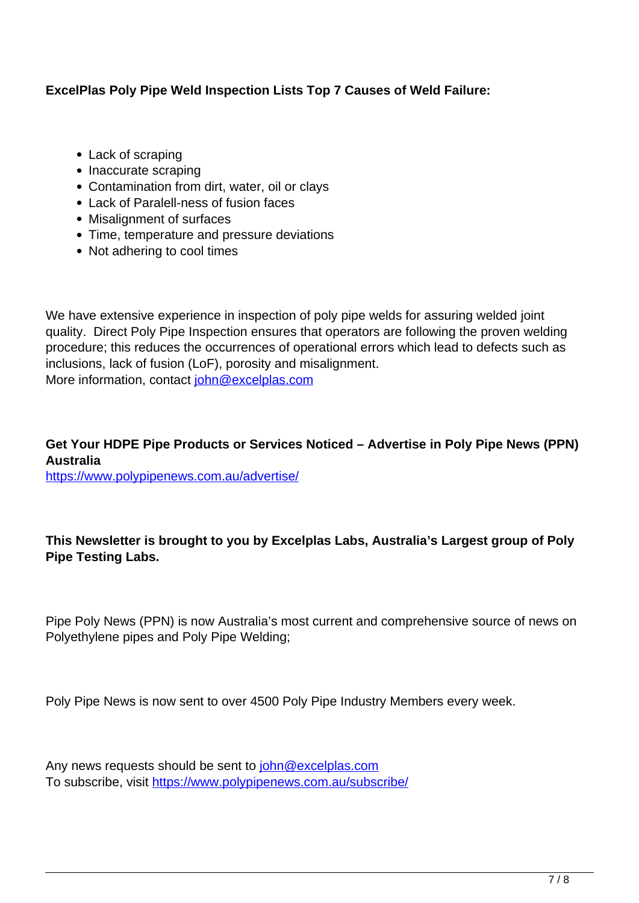**ExcelPlas Poly Pipe Weld Inspection Lists Top 7 Causes of Weld Failure:**

- Lack of scraping
- Inaccurate scraping
- Contamination from dirt, water, oil or clays
- Lack of Paralell-ness of fusion faces
- Misalignment of surfaces
- Time, temperature and pressure deviations
- Not adhering to cool times

We have extensive experience in inspection of poly pipe welds for assuring welded joint quality. Direct Poly Pipe Inspection ensures that operators are following the proven welding procedure; this reduces the occurrences of operational errors which lead to defects such as inclusions, lack of fusion (LoF), porosity and misalignment.
More information, contact [john@excelplas.com](mailto:john@excelplas.com)

**Get Your HDPE Pipe Products or Services Noticed – Advertise in Poly Pipe News (PPN) Australia**
[https://www.polypipenews.com.au/advertise/](https://www.polypipenews.com.au/advertise/)

**This Newsletter is brought to you by Excelplas Labs, Australia's Largest group of Poly Pipe Testing Labs.**

Pipe Poly News (PPN) is now Australia's most current and comprehensive source of news on Polyethylene pipes and Poly Pipe Welding;

Poly Pipe News is now sent to over 4500 Poly Pipe Industry Members every week.

Any news requests should be sent to [john@excelplas.com](mailto:john@excelplas.com)
To subscribe, visit [https://www.polypipenews.com.au/subscribe/](https://www.polypipenews.com.au/subscribe/)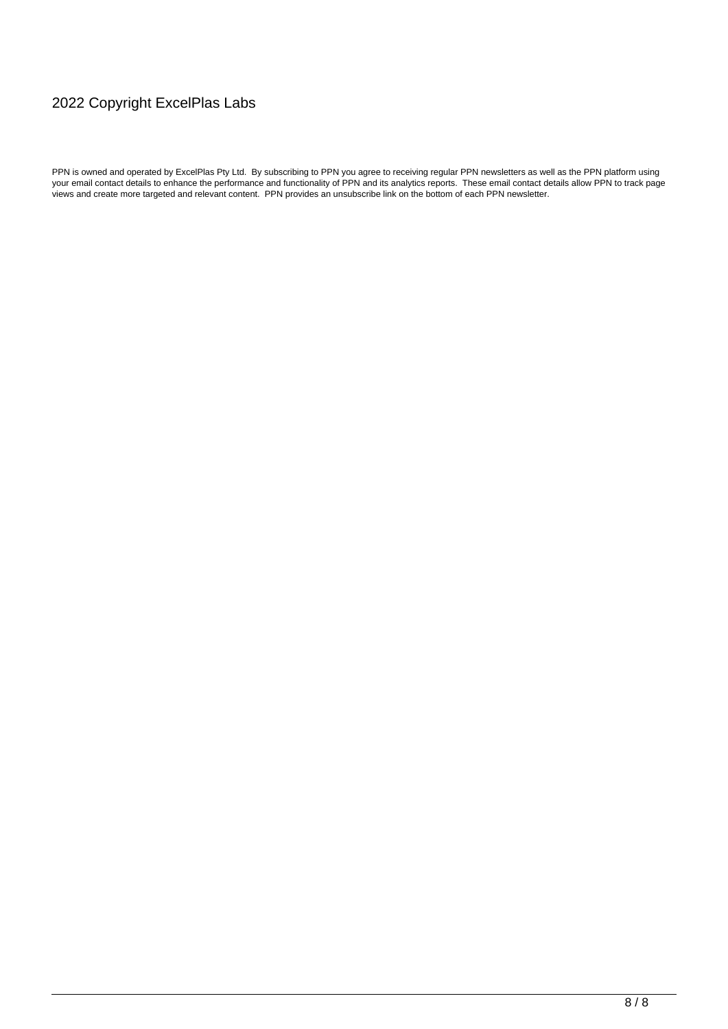2022 Copyright ExcelPlas Labs

PPN is owned and operated by ExcelPlas Pty Ltd. By subscribing to PPN you agree to receiving regular PPN newsletters as well as the PPN platform using your email contact details to enhance the performance and functionality of PPN and its analytics reports. These email contact details allow PPN to track page views and create more targeted and relevant content. PPN provides an unsubscribe link on the bottom of each PPN newsletter.